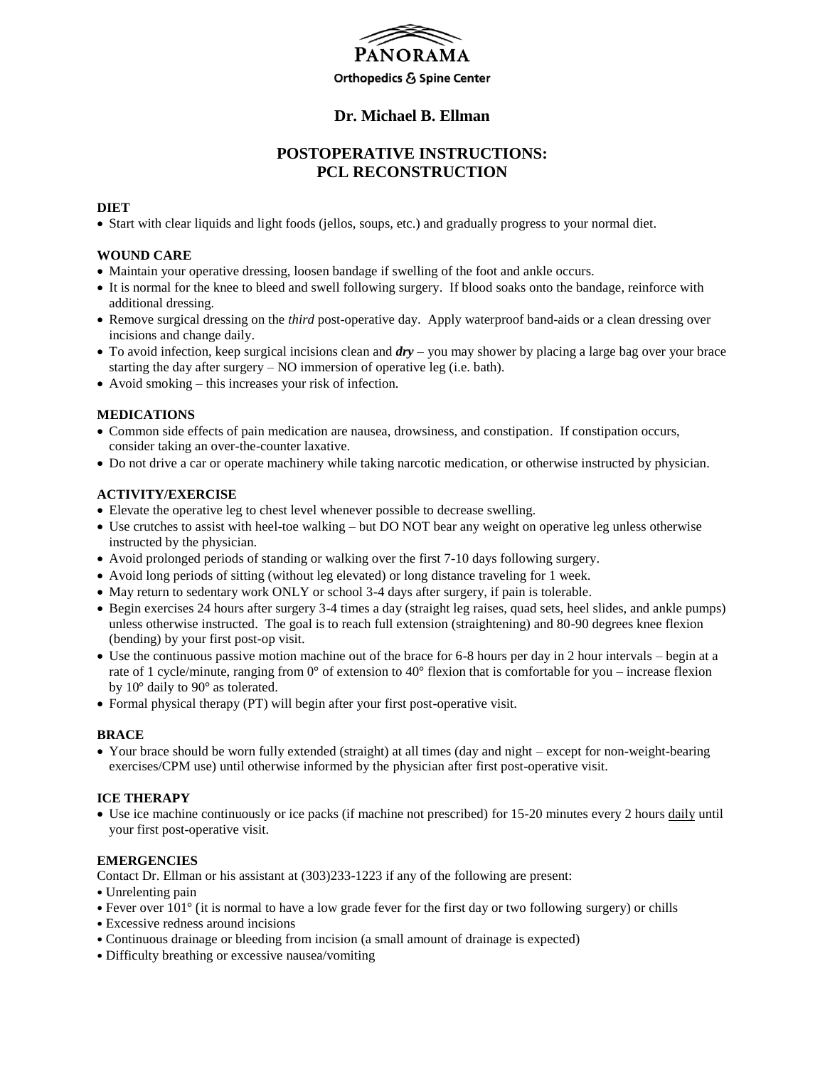# PANORAMA

Orthopedics & Spine Center

## Dr. Michael B. Ellman

## POSTOPERATIVE INSTRUCTIONS: PCL RECONSTRUCTION

### DIET

- Start with clear liquids and light foods (jellos, soups, etc.) and gradually progress to your normal diet.

### WOUND CARE

- Maintain your operative dressing, loosen bandage if swelling of the foot and ankle occurs.
- It is normal for the knee to bleed and swell following surgery. If blood soaks onto the bandage, reinforce with additional dressing.
- Remove surgical dressing on the *third* post-operative day. Apply waterproof band-aids or a clean dressing over incisions and change daily.
- To avoid infection, keep surgical incisions clean and ***dry*** – you may shower by placing a large bag over your brace starting the day after surgery – NO immersion of operative leg (i.e. bath).
- Avoid smoking – this increases your risk of infection.

### MEDICATIONS

- Common side effects of pain medication are nausea, drowsiness, and constipation. If constipation occurs, consider taking an over-the-counter laxative.
- Do not drive a car or operate machinery while taking narcotic medication, or otherwise instructed by physician.

### ACTIVITY/EXERCISE

- Elevate the operative leg to chest level whenever possible to decrease swelling.
- Use crutches to assist with heel-toe walking – but DO NOT bear any weight on operative leg unless otherwise instructed by the physician.
- Avoid prolonged periods of standing or walking over the first 7-10 days following surgery.
- Avoid long periods of sitting (without leg elevated) or long distance traveling for 1 week.
- May return to sedentary work ONLY or school 3-4 days after surgery, if pain is tolerable.
- Begin exercises 24 hours after surgery 3-4 times a day (straight leg raises, quad sets, heel slides, and ankle pumps) unless otherwise instructed. The goal is to reach full extension (straightening) and 80-90 degrees knee flexion (bending) by your first post-op visit.
- Use the continuous passive motion machine out of the brace for 6-8 hours per day in 2 hour intervals – begin at a rate of 1 cycle/minute, ranging from 0° of extension to 40° flexion that is comfortable for you – increase flexion by 10° daily to 90° as tolerated.
- Formal physical therapy (PT) will begin after your first post-operative visit.

### BRACE

- Your brace should be worn fully extended (straight) at all times (day and night – except for non-weight-bearing exercises/CPM use) until otherwise informed by the physician after first post-operative visit.

### ICE THERAPY

- Use ice machine continuously or ice packs (if machine not prescribed) for 15-20 minutes every 2 hours <u>daily</u> until your first post-operative visit.

### EMERGENCIES

Contact Dr. Ellman or his assistant at (303)233-1223 if any of the following are present:

- Unrelenting pain
- Fever over 101° (it is normal to have a low grade fever for the first day or two following surgery) or chills
- Excessive redness around incisions
- Continuous drainage or bleeding from incision (a small amount of drainage is expected)
- Difficulty breathing or excessive nausea/vomiting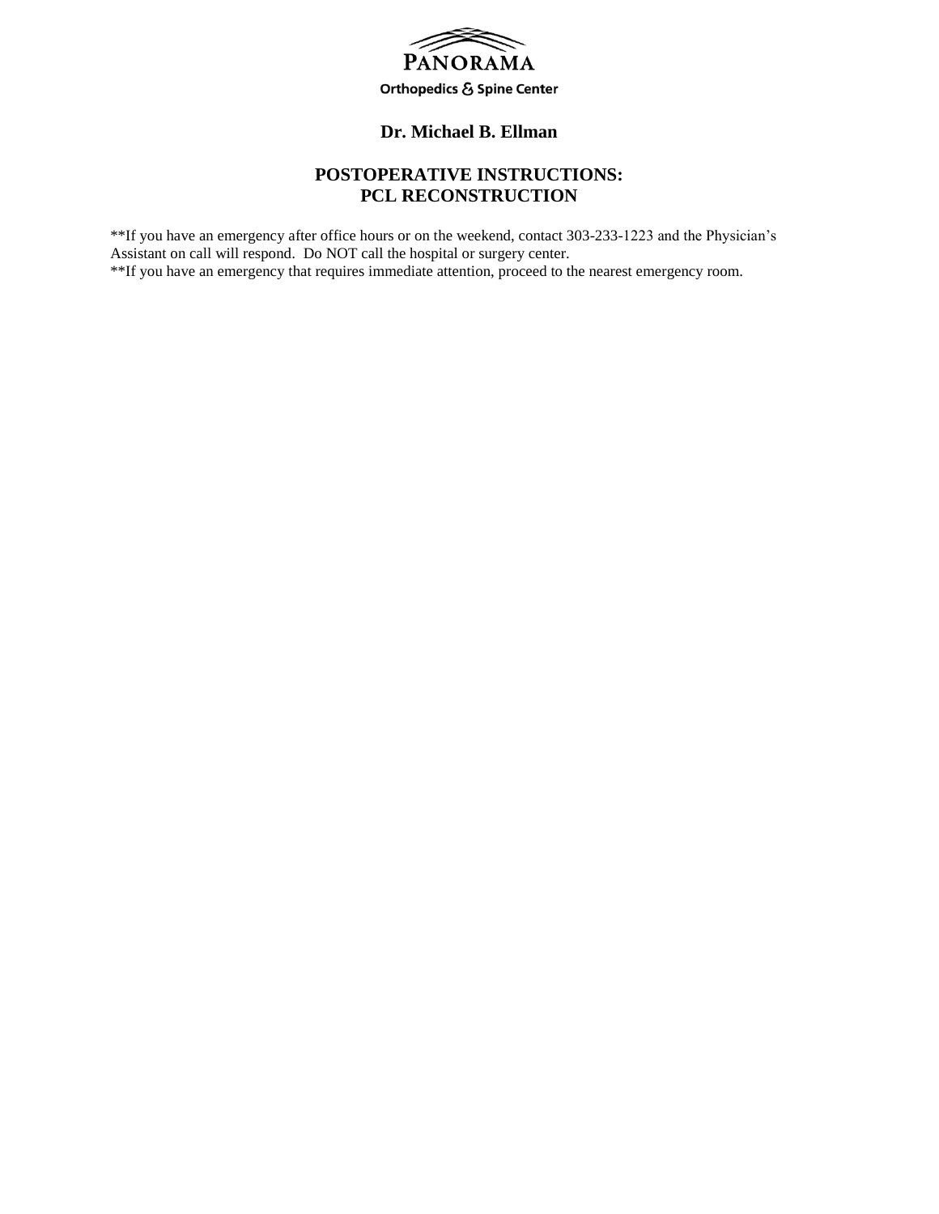PANORAMA

Orthopedics & Spine Center

**Dr. Michael B. Ellman**

# POSTOPERATIVE INSTRUCTIONS: PCL RECONSTRUCTION

**If you have an emergency after office hours or on the weekend, contact 303-233-1223 and the Physician's Assistant on call will respond. Do NOT call the hospital or surgery center.
**If you have an emergency that requires immediate attention, proceed to the nearest emergency room.